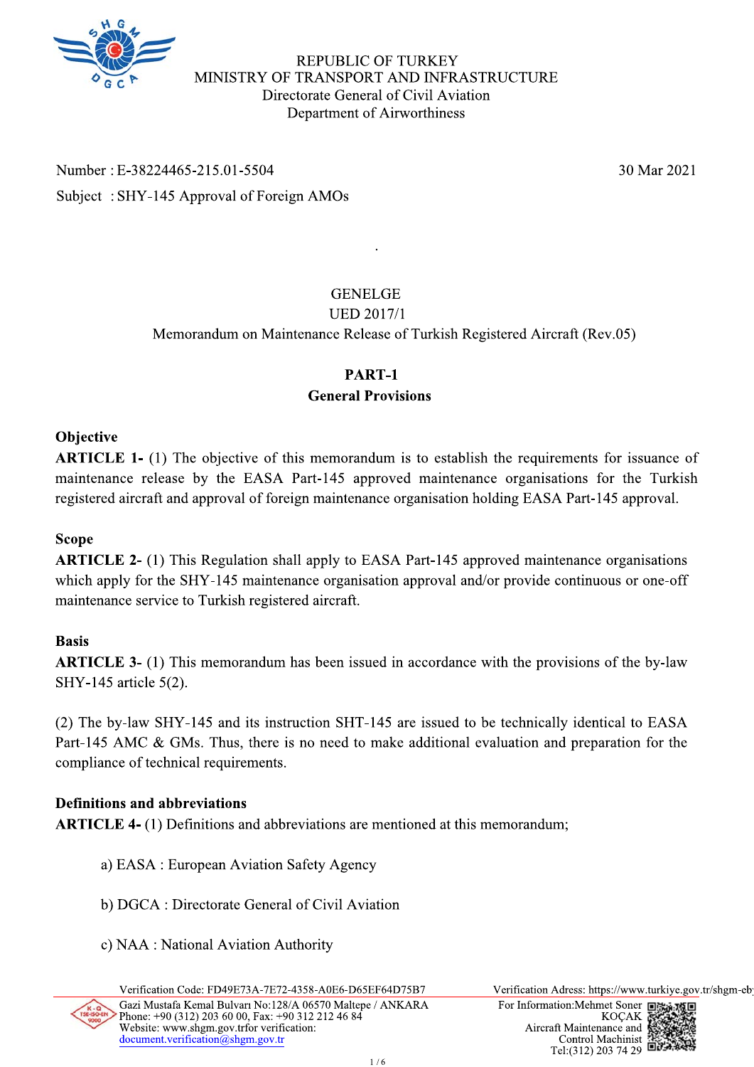REPUBLIC OF TURKEY
MINISTRY OF TRANSPORT AND INFRASTRUCTURE
Directorate General of Civil Aviation
Department of Airworthiness

Number : E-38224465-215.01-5504 — 30 Mar 2021

Subject : SHY-145 Approval of Foreign AMOs

.

GENELGE
UED 2017/1
Memorandum on Maintenance Release of Turkish Registered Aircraft (Rev.05)

## PART-1
## General Provisions

**Objective**

**ARTICLE 1-** (1) The objective of this memorandum is to establish the requirements for issuance of maintenance release by the EASA Part-145 approved maintenance organisations for the Turkish registered aircraft and approval of foreign maintenance organisation holding EASA Part-145 approval.

**Scope**

**ARTICLE 2-** (1) This Regulation shall apply to EASA Part-145 approved maintenance organisations which apply for the SHY-145 maintenance organisation approval and/or provide continuous or one-off maintenance service to Turkish registered aircraft.

**Basis**

**ARTICLE 3-** (1) This memorandum has been issued in accordance with the provisions of the by-law SHY-145 article 5(2).

(2) The by-law SHY-145 and its instruction SHT-145 are issued to be technically identical to EASA Part-145 AMC & GMs. Thus, there is no need to make additional evaluation and preparation for the compliance of technical requirements.

**Definitions and abbreviations**

**ARTICLE 4-** (1) Definitions and abbreviations are mentioned at this memorandum;

a) EASA : European Aviation Safety Agency

b) DGCA : Directorate General of Civil Aviation

c) NAA : National Aviation Authority

Verification Code: FD49E73A-7E72-4358-A0E6-D65EF64D75B7
Gazi Mustafa Kemal Bulvarı No:128/A 06570 Maltepe / ANKARA
Phone: +90 (312) 203 60 00, Fax: +90 312 212 46 84
Website: www.shgm.gov.trfor verification:
document.verification@shgm.gov.tr

Verification Adress: https://www.turkiye.gov.tr/shgm-eb
For Information:Mehmet Soner KOÇAK
Aircraft Maintenance and Control Machinist
Tel:(312) 203 74 29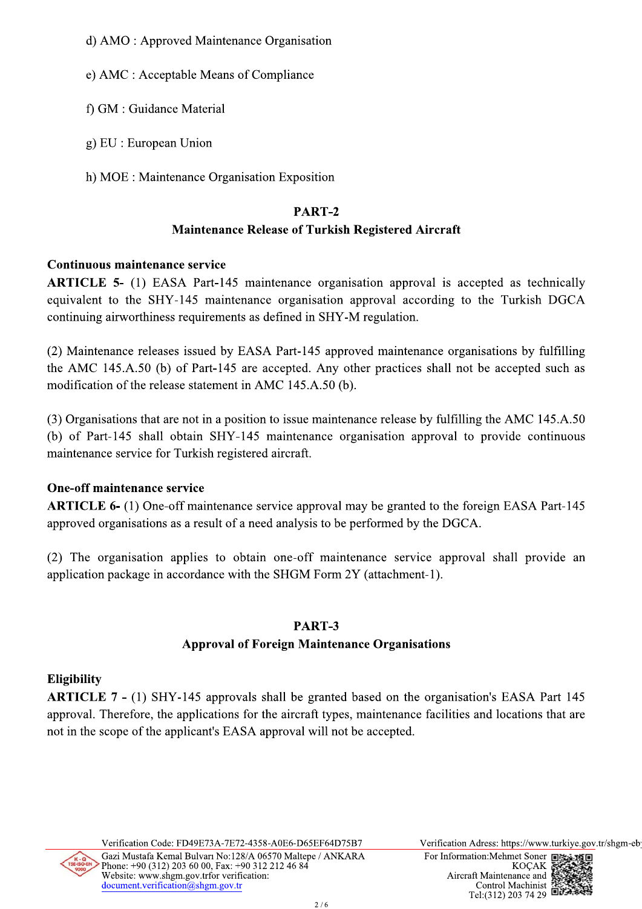d) AMO : Approved Maintenance Organisation

e) AMC : Acceptable Means of Compliance

f) GM : Guidance Material

g) EU : European Union

h) MOE : Maintenance Organisation Exposition

## PART-2
## Maintenance Release of Turkish Registered Aircraft

**Continuous maintenance service**

**ARTICLE 5-** (1) EASA Part-145 maintenance organisation approval is accepted as technically equivalent to the SHY-145 maintenance organisation approval according to the Turkish DGCA continuing airworthiness requirements as defined in SHY-M regulation.

(2) Maintenance releases issued by EASA Part-145 approved maintenance organisations by fulfilling the AMC 145.A.50 (b) of Part-145 are accepted. Any other practices shall not be accepted such as modification of the release statement in AMC 145.A.50 (b).

(3) Organisations that are not in a position to issue maintenance release by fulfilling the AMC 145.A.50 (b) of Part-145 shall obtain SHY-145 maintenance organisation approval to provide continuous maintenance service for Turkish registered aircraft.

**One-off maintenance service**

**ARTICLE 6-** (1) One-off maintenance service approval may be granted to the foreign EASA Part-145 approved organisations as a result of a need analysis to be performed by the DGCA.

(2) The organisation applies to obtain one-off maintenance service approval shall provide an application package in accordance with the SHGM Form 2Y (attachment-1).

## PART-3
## Approval of Foreign Maintenance Organisations

**Eligibility**

**ARTICLE 7 -** (1) SHY-145 approvals shall be granted based on the organisation's EASA Part 145 approval. Therefore, the applications for the aircraft types, maintenance facilities and locations that are not in the scope of the applicant's EASA approval will not be accepted.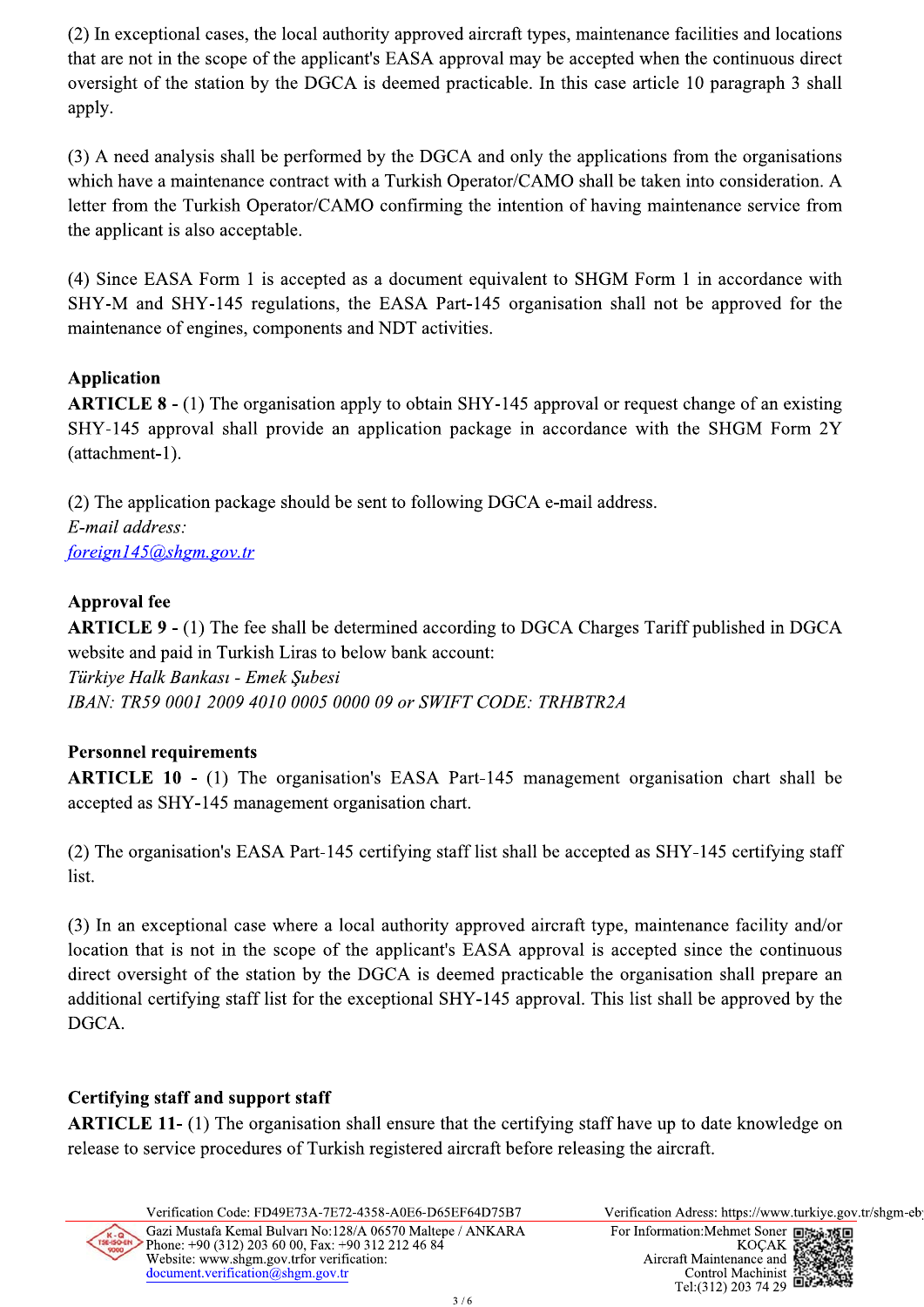(2) In exceptional cases, the local authority approved aircraft types, maintenance facilities and locations that are not in the scope of the applicant's EASA approval may be accepted when the continuous direct oversight of the station by the DGCA is deemed practicable. In this case article 10 paragraph 3 shall apply.

(3) A need analysis shall be performed by the DGCA and only the applications from the organisations which have a maintenance contract with a Turkish Operator/CAMO shall be taken into consideration. A letter from the Turkish Operator/CAMO confirming the intention of having maintenance service from the applicant is also acceptable.

(4) Since EASA Form 1 is accepted as a document equivalent to SHGM Form 1 in accordance with SHY-M and SHY-145 regulations, the EASA Part-145 organisation shall not be approved for the maintenance of engines, components and NDT activities.

**Application**

**ARTICLE 8 -** (1) The organisation apply to obtain SHY-145 approval or request change of an existing SHY-145 approval shall provide an application package in accordance with the SHGM Form 2Y (attachment-1).

(2) The application package should be sent to following DGCA e-mail address.
*E-mail address:*
*foreign145@shgm.gov.tr*

**Approval fee**

**ARTICLE 9 -** (1) The fee shall be determined according to DGCA Charges Tariff published in DGCA website and paid in Turkish Liras to below bank account:
*Türkiye Halk Bankası - Emek Şubesi*
*IBAN: TR59 0001 2009 4010 0005 0000 09 or SWIFT CODE: TRHBTR2A*

**Personnel requirements**

**ARTICLE 10 -** (1) The organisation's EASA Part-145 management organisation chart shall be accepted as SHY-145 management organisation chart.

(2) The organisation's EASA Part-145 certifying staff list shall be accepted as SHY-145 certifying staff list.

(3) In an exceptional case where a local authority approved aircraft type, maintenance facility and/or location that is not in the scope of the applicant's EASA approval is accepted since the continuous direct oversight of the station by the DGCA is deemed practicable the organisation shall prepare an additional certifying staff list for the exceptional SHY-145 approval. This list shall be approved by the DGCA.

**Certifying staff and support staff**

**ARTICLE 11-** (1) The organisation shall ensure that the certifying staff have up to date knowledge on release to service procedures of Turkish registered aircraft before releasing the aircraft.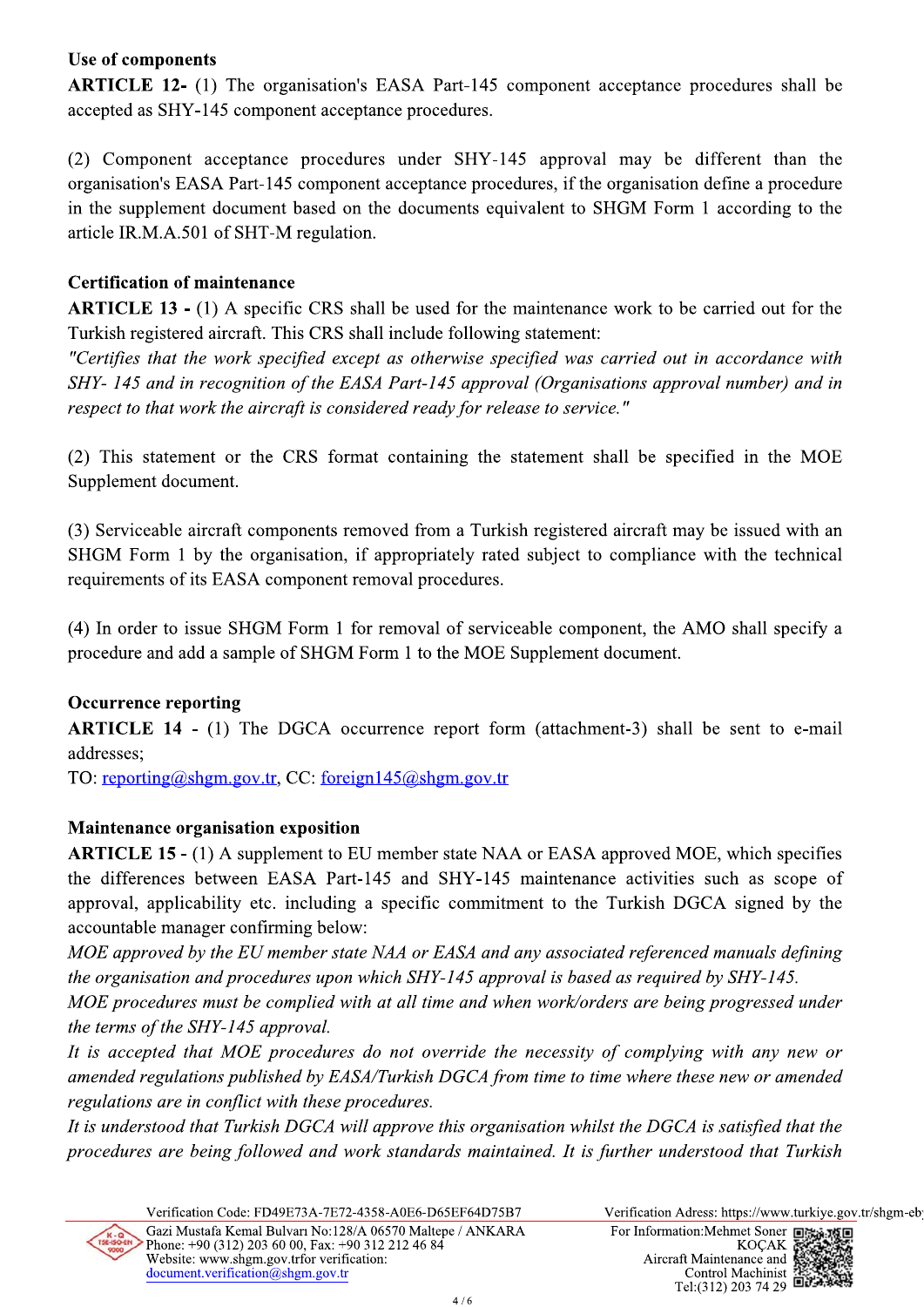**Use of components**

**ARTICLE 12-** (1) The organisation's EASA Part-145 component acceptance procedures shall be accepted as SHY-145 component acceptance procedures.

(2) Component acceptance procedures under SHY-145 approval may be different than the organisation's EASA Part-145 component acceptance procedures, if the organisation define a procedure in the supplement document based on the documents equivalent to SHGM Form 1 according to the article IR.M.A.501 of SHT-M regulation.

**Certification of maintenance**

**ARTICLE 13 -** (1) A specific CRS shall be used for the maintenance work to be carried out for the Turkish registered aircraft. This CRS shall include following statement:

*"Certifies that the work specified except as otherwise specified was carried out in accordance with SHY- 145 and in recognition of the EASA Part-145 approval (Organisations approval number) and in respect to that work the aircraft is considered ready for release to service."*

(2) This statement or the CRS format containing the statement shall be specified in the MOE Supplement document.

(3) Serviceable aircraft components removed from a Turkish registered aircraft may be issued with an SHGM Form 1 by the organisation, if appropriately rated subject to compliance with the technical requirements of its EASA component removal procedures.

(4) In order to issue SHGM Form 1 for removal of serviceable component, the AMO shall specify a procedure and add a sample of SHGM Form 1 to the MOE Supplement document.

**Occurrence reporting**

**ARTICLE 14 -** (1) The DGCA occurrence report form (attachment-3) shall be sent to e-mail addresses;

TO: reporting@shgm.gov.tr, CC: foreign145@shgm.gov.tr

**Maintenance organisation exposition**

**ARTICLE 15 -** (1) A supplement to EU member state NAA or EASA approved MOE, which specifies the differences between EASA Part-145 and SHY-145 maintenance activities such as scope of approval, applicability etc. including a specific commitment to the Turkish DGCA signed by the accountable manager confirming below:

*MOE approved by the EU member state NAA or EASA and any associated referenced manuals defining the organisation and procedures upon which SHY-145 approval is based as required by SHY-145.*

*MOE procedures must be complied with at all time and when work/orders are being progressed under the terms of the SHY-145 approval.*

*It is accepted that MOE procedures do not override the necessity of complying with any new or amended regulations published by EASA/Turkish DGCA from time to time where these new or amended regulations are in conflict with these procedures.*

*It is understood that Turkish DGCA will approve this organisation whilst the DGCA is satisfied that the procedures are being followed and work standards maintained. It is further understood that Turkish*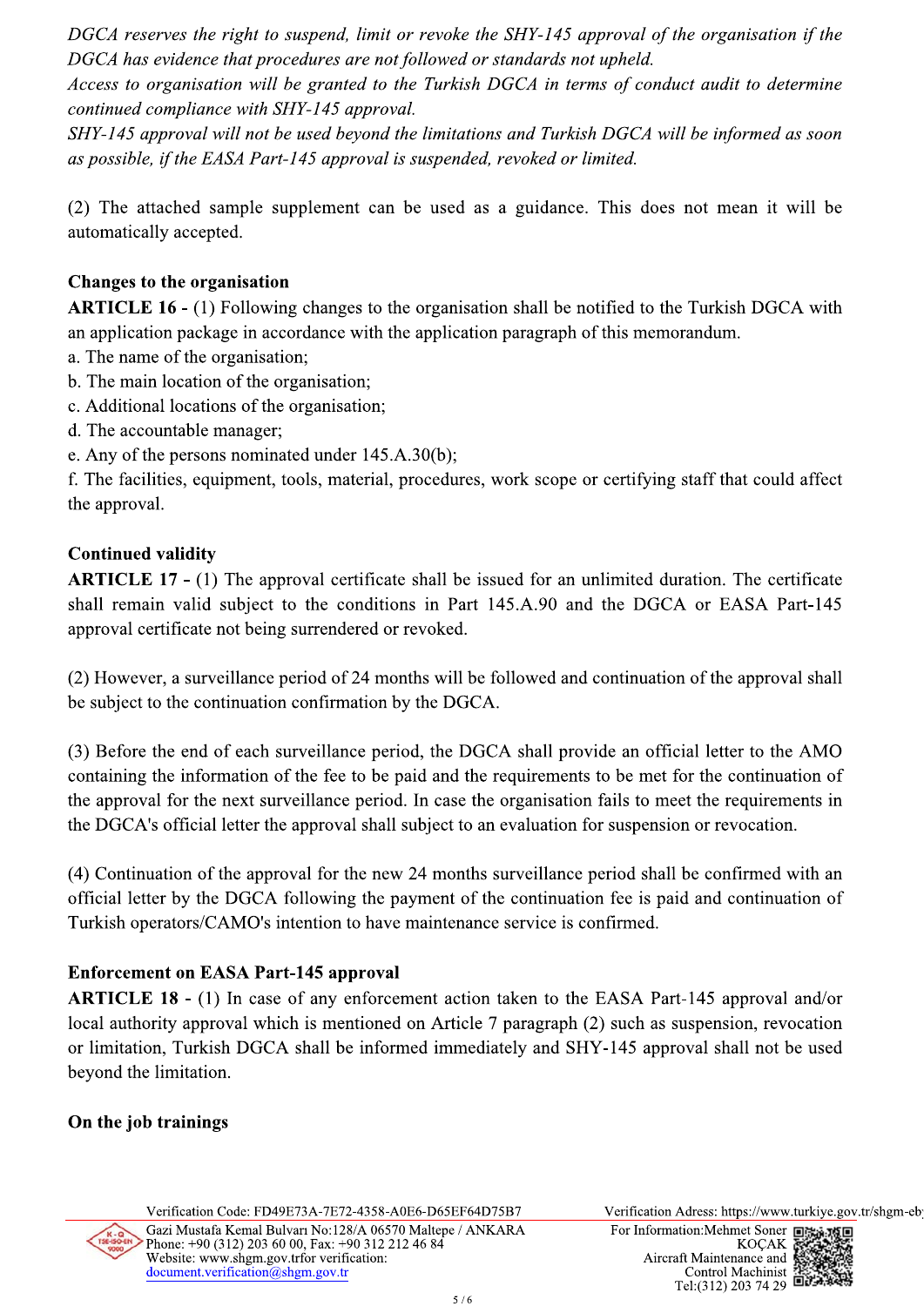*DGCA reserves the right to suspend, limit or revoke the SHY-145 approval of the organisation if the DGCA has evidence that procedures are not followed or standards not upheld.*
*Access to organisation will be granted to the Turkish DGCA in terms of conduct audit to determine continued compliance with SHY-145 approval.*
*SHY-145 approval will not be used beyond the limitations and Turkish DGCA will be informed as soon as possible, if the EASA Part-145 approval is suspended, revoked or limited.*

(2) The attached sample supplement can be used as a guidance. This does not mean it will be automatically accepted.

**Changes to the organisation**

**ARTICLE 16 -** (1) Following changes to the organisation shall be notified to the Turkish DGCA with an application package in accordance with the application paragraph of this memorandum.

a. The name of the organisation;
b. The main location of the organisation;
c. Additional locations of the organisation;
d. The accountable manager;
e. Any of the persons nominated under 145.A.30(b);
f. The facilities, equipment, tools, material, procedures, work scope or certifying staff that could affect the approval.

**Continued validity**

**ARTICLE 17 -** (1) The approval certificate shall be issued for an unlimited duration. The certificate shall remain valid subject to the conditions in Part 145.A.90 and the DGCA or EASA Part-145 approval certificate not being surrendered or revoked.

(2) However, a surveillance period of 24 months will be followed and continuation of the approval shall be subject to the continuation confirmation by the DGCA.

(3) Before the end of each surveillance period, the DGCA shall provide an official letter to the AMO containing the information of the fee to be paid and the requirements to be met for the continuation of the approval for the next surveillance period. In case the organisation fails to meet the requirements in the DGCA's official letter the approval shall subject to an evaluation for suspension or revocation.

(4) Continuation of the approval for the new 24 months surveillance period shall be confirmed with an official letter by the DGCA following the payment of the continuation fee is paid and continuation of Turkish operators/CAMO's intention to have maintenance service is confirmed.

**Enforcement on EASA Part-145 approval**

**ARTICLE 18 -** (1) In case of any enforcement action taken to the EASA Part-145 approval and/or local authority approval which is mentioned on Article 7 paragraph (2) such as suspension, revocation or limitation, Turkish DGCA shall be informed immediately and SHY-145 approval shall not be used beyond the limitation.

**On the job trainings**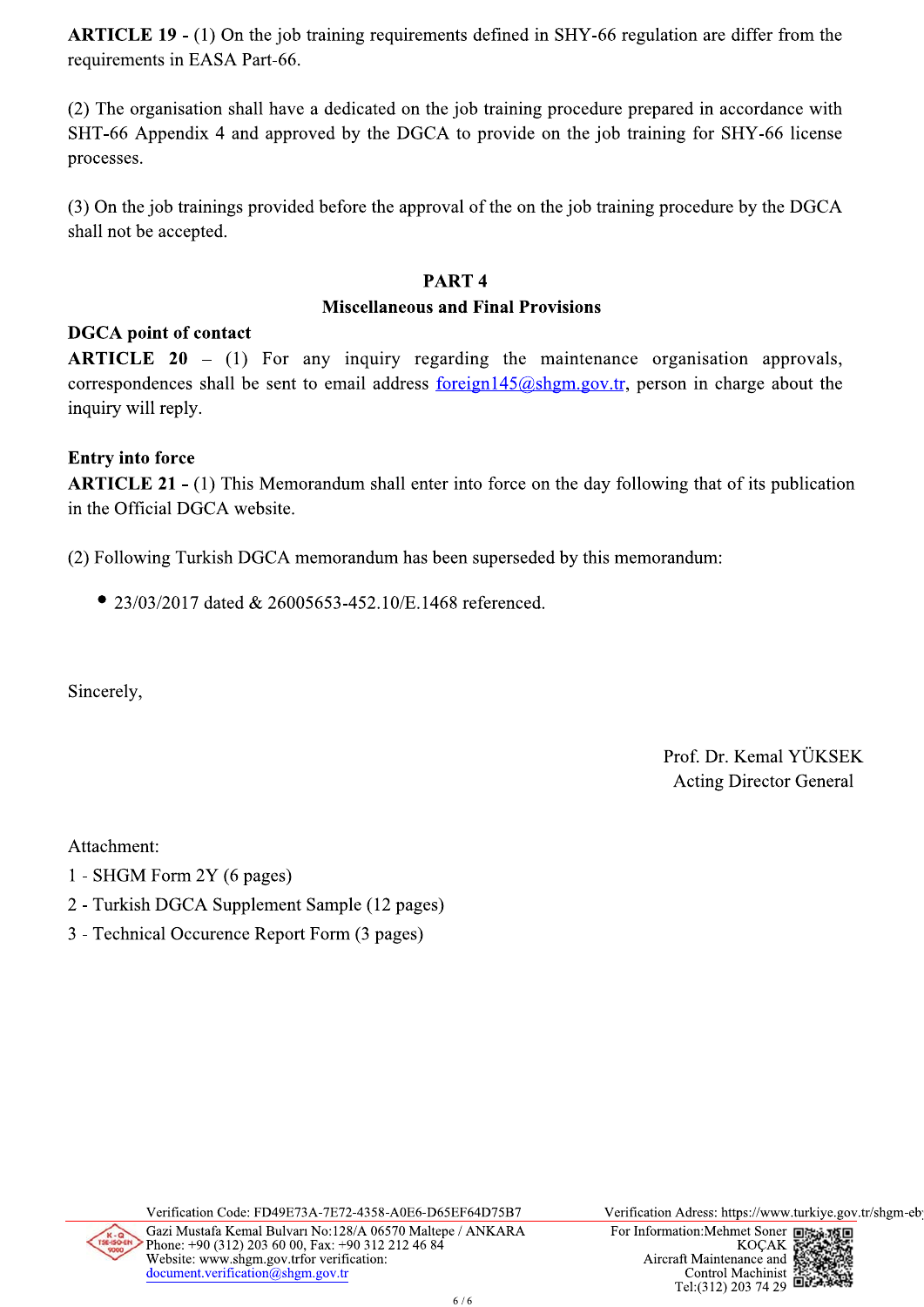**ARTICLE 19 -** (1) On the job training requirements defined in SHY-66 regulation are differ from the requirements in EASA Part-66.

(2) The organisation shall have a dedicated on the job training procedure prepared in accordance with SHT-66 Appendix 4 and approved by the DGCA to provide on the job training for SHY-66 license processes.

(3) On the job trainings provided before the approval of the on the job training procedure by the DGCA shall not be accepted.

## PART 4

## Miscellaneous and Final Provisions

**DGCA point of contact**

**ARTICLE 20** – (1) For any inquiry regarding the maintenance organisation approvals, correspondences shall be sent to email address foreign145@shgm.gov.tr, person in charge about the inquiry will reply.

**Entry into force**

**ARTICLE 21 -** (1) This Memorandum shall enter into force on the day following that of its publication in the Official DGCA website.

(2) Following Turkish DGCA memorandum has been superseded by this memorandum:

- 23/03/2017 dated & 26005653-452.10/E.1468 referenced.

Sincerely,

Prof. Dr. Kemal YÜKSEK
Acting Director General

Attachment:

1 - SHGM Form 2Y (6 pages)

2 - Turkish DGCA Supplement Sample (12 pages)

3 - Technical Occurence Report Form (3 pages)

Verification Code: FD49E73A-7E72-4358-A0E6-D65EF64D75B7
Verification Adress: https://www.turkiye.gov.tr/shgm-eb

Gazi Mustafa Kemal Bulvarı No:128/A 06570 Maltepe / ANKARA
Phone: +90 (312) 203 60 00, Fax: +90 312 212 46 84
Website: www.shgm.gov.trfor verification:
document.verification@shgm.gov.tr

For Information:Mehmet Soner KOÇAK
Aircraft Maintenance and Control Machinist
Tel:(312) 203 74 29